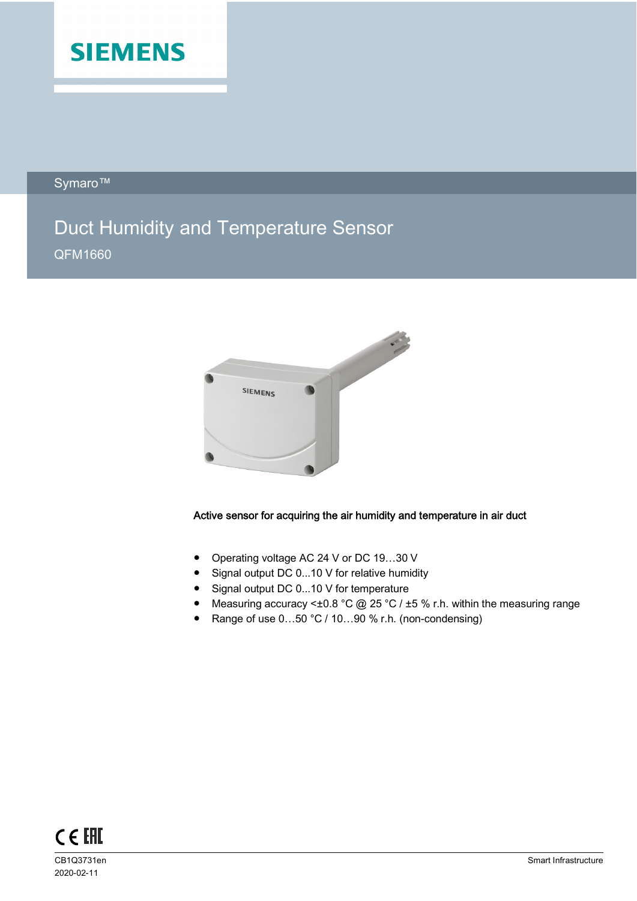SIEMENS

Symaro™

# Duct Humidity and Temperature Sensor

QFM1660

**Active sensor for acquiring the air humidity and temperature in air duct**

- Operating voltage AC 24 V or DC 19…30 V
- Signal output DC 0...10 V for relative humidity
- Signal output DC 0...10 V for temperature
- Measuring accuracy <±0.8 °C @ 25 °C / ±5 % r.h. within the measuring range
- Range of use 0…50 °C / 10…90 % r.h. (non-condensing)

CB1Q3731en
2020-02-11

Smart Infrastructure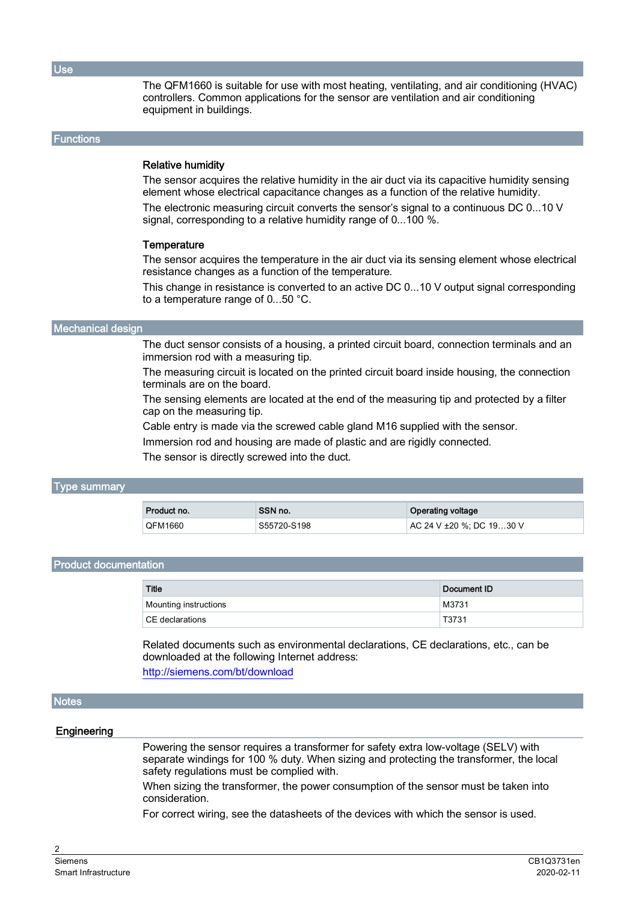## Use

The QFM1660 is suitable for use with most heating, ventilating, and air conditioning (HVAC) controllers. Common applications for the sensor are ventilation and air conditioning equipment in buildings.

## Functions

### Relative humidity

The sensor acquires the relative humidity in the air duct via its capacitive humidity sensing element whose electrical capacitance changes as a function of the relative humidity.

The electronic measuring circuit converts the sensor's signal to a continuous DC 0...10 V signal, corresponding to a relative humidity range of 0...100 %.

### Temperature

The sensor acquires the temperature in the air duct via its sensing element whose electrical resistance changes as a function of the temperature.

This change in resistance is converted to an active DC 0...10 V output signal corresponding to a temperature range of 0...50 °C.

## Mechanical design

The duct sensor consists of a housing, a printed circuit board, connection terminals and an immersion rod with a measuring tip.

The measuring circuit is located on the printed circuit board inside housing, the connection terminals are on the board.

The sensing elements are located at the end of the measuring tip and protected by a filter cap on the measuring tip.

Cable entry is made via the screwed cable gland M16 supplied with the sensor.

Immersion rod and housing are made of plastic and are rigidly connected.

The sensor is directly screwed into the duct.

## Type summary

| Product no. | SSN no. | Operating voltage |
|---|---|---|
| QFM1660 | S55720-S198 | AC 24 V ±20 %; DC 19…30 V |

## Product documentation

| Title | Document ID |
|---|---|
| Mounting instructions | M3731 |
| CE declarations | T3731 |

Related documents such as environmental declarations, CE declarations, etc., can be downloaded at the following Internet address:

http://siemens.com/bt/download

## Notes

### Engineering

Powering the sensor requires a transformer for safety extra low-voltage (SELV) with separate windings for 100 % duty. When sizing and protecting the transformer, the local safety regulations must be complied with.

When sizing the transformer, the power consumption of the sensor must be taken into consideration.

For correct wiring, see the datasheets of the devices with which the sensor is used.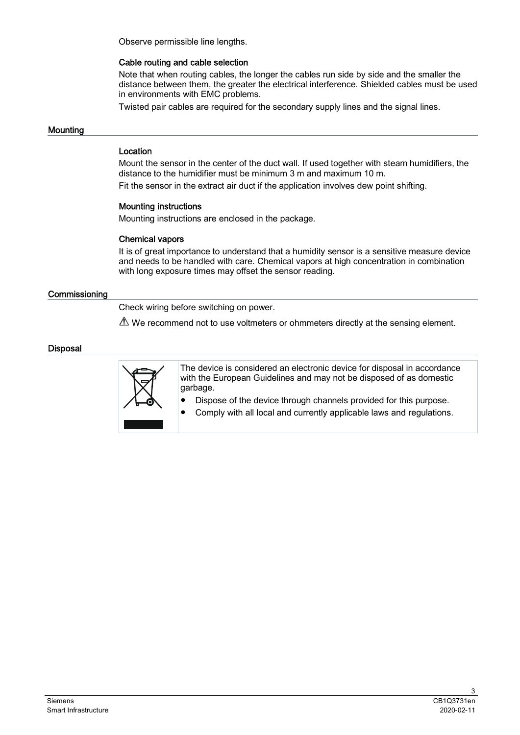Observe permissible line lengths.

### Cable routing and cable selection

Note that when routing cables, the longer the cables run side by side and the smaller the distance between them, the greater the electrical interference. Shielded cables must be used in environments with EMC problems.

Twisted pair cables are required for the secondary supply lines and the signal lines.

## Mounting

### Location

Mount the sensor in the center of the duct wall. If used together with steam humidifiers, the distance to the humidifier must be minimum 3 m and maximum 10 m.

Fit the sensor in the extract air duct if the application involves dew point shifting.

### Mounting instructions

Mounting instructions are enclosed in the package.

### Chemical vapors

It is of great importance to understand that a humidity sensor is a sensitive measure device and needs to be handled with care. Chemical vapors at high concentration in combination with long exposure times may offset the sensor reading.

## Commissioning

Check wiring before switching on power.

⚠ We recommend not to use voltmeters or ohmmeters directly at the sensing element.

## Disposal

The device is considered an electronic device for disposal in accordance with the European Guidelines and may not be disposed of as domestic garbage.

- Dispose of the device through channels provided for this purpose.
- Comply with all local and currently applicable laws and regulations.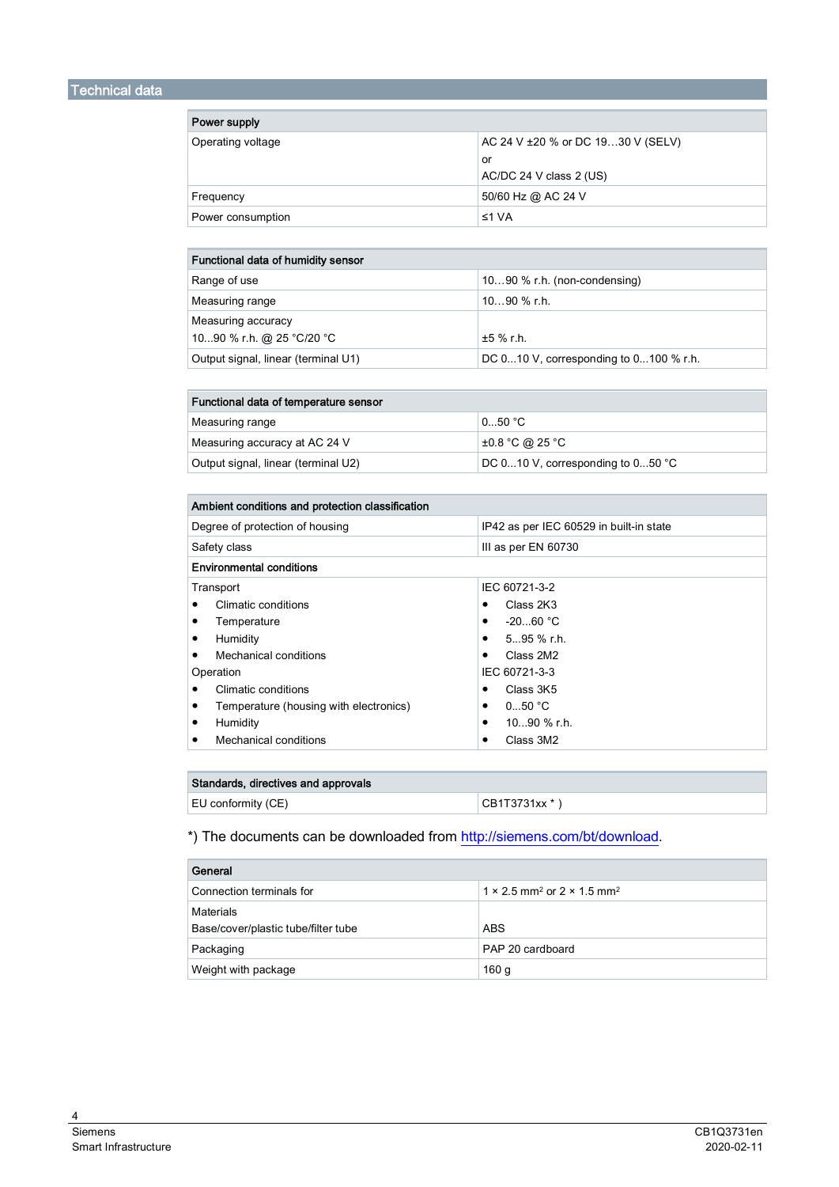## Technical data

| Power supply | |
|---|---|
| Operating voltage | AC 24 V ±20 % or DC 19…30 V (SELV)<br>or<br>AC/DC 24 V class 2 (US) |
| Frequency | 50/60 Hz @ AC 24 V |
| Power consumption | ≤1 VA |

| Functional data of humidity sensor | |
|---|---|
| Range of use | 10…90 % r.h. (non-condensing) |
| Measuring range | 10…90 % r.h. |
| Measuring accuracy<br>10...90 % r.h. @ 25 °C/20 °C | ±5 % r.h. |
| Output signal, linear (terminal U1) | DC 0...10 V, corresponding to 0...100 % r.h. |

| Functional data of temperature sensor | |
|---|---|
| Measuring range | 0...50 °C |
| Measuring accuracy at AC 24 V | ±0.8 °C @ 25 °C |
| Output signal, linear (terminal U2) | DC 0...10 V, corresponding to 0...50 °C |

| Ambient conditions and protection classification | |
|---|---|
| Degree of protection of housing | IP42 as per IEC 60529 in built-in state |
| Safety class | III as per EN 60730 |
| **Environmental conditions** | |
| Transport<br>• Climatic conditions<br>• Temperature<br>• Humidity<br>• Mechanical conditions | IEC 60721-3-2<br>• Class 2K3<br>• -20...60 °C<br>• 5...95 % r.h.<br>• Class 2M2 |
| Operation<br>• Climatic conditions<br>• Temperature (housing with electronics)<br>• Humidity<br>• Mechanical conditions | IEC 60721-3-3<br>• Class 3K5<br>• 0...50 °C<br>• 10...90 % r.h.<br>• Class 3M2 |

| Standards, directives and approvals | |
|---|---|
| EU conformity (CE) | CB1T3731xx * ) |

*) The documents can be downloaded from http://siemens.com/bt/download.

| General | |
|---|---|
| Connection terminals for | 1 × 2.5 mm² or 2 × 1.5 mm² |
| Materials<br>Base/cover/plastic tube/filter tube | ABS |
| Packaging | PAP 20 cardboard |
| Weight with package | 160 g |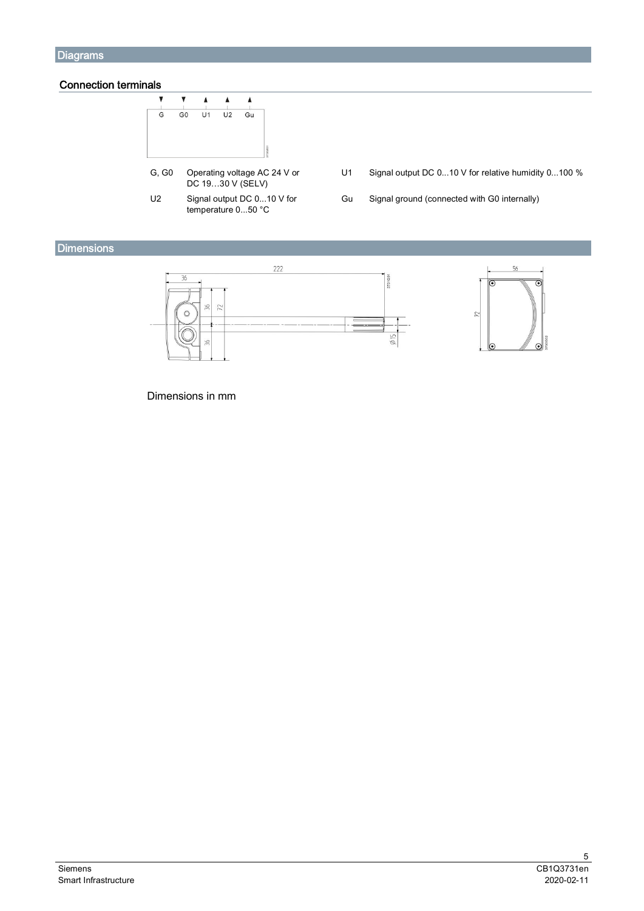## Diagrams

### Connection terminals

| | | | |
|---|---|---|---|
| G, G0 | Operating voltage AC 24 V or DC 19…30 V (SELV) | U1 | Signal output DC 0...10 V for relative humidity 0...100 % |
| U2 | Signal output DC 0...10 V for temperature 0...50 °C | Gu | Signal ground (connected with G0 internally) |

## Dimensions

Dimensions in mm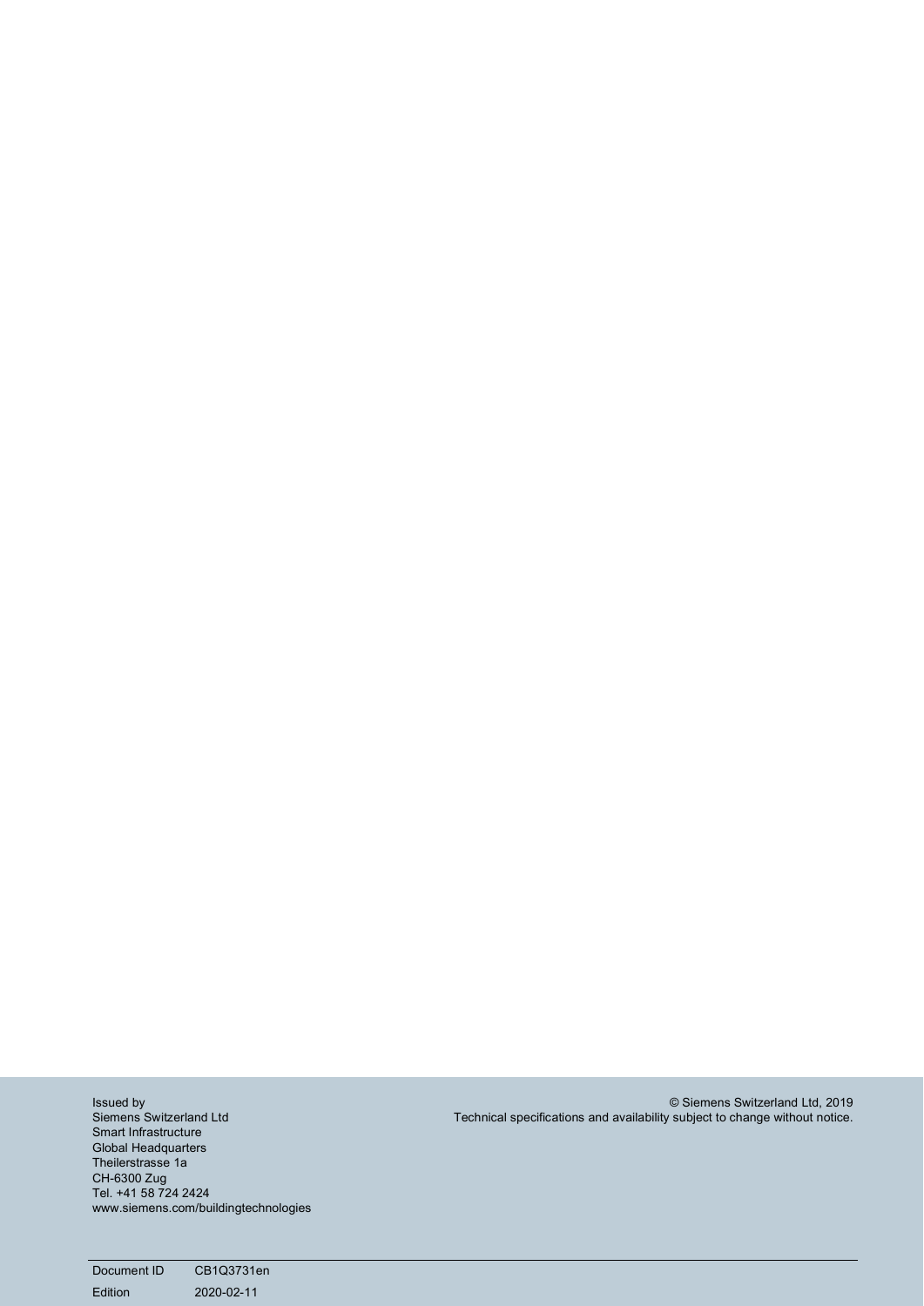Issued by
Siemens Switzerland Ltd
Smart Infrastructure
Global Headquarters
Theilerstrasse 1a
CH-6300 Zug
Tel. +41 58 724 2424
www.siemens.com/buildingtechnologies

© Siemens Switzerland Ltd, 2019
Technical specifications and availability subject to change without notice.

| | |
|---|---|
| Document ID | CB1Q3731en |
| Edition | 2020-02-11 |